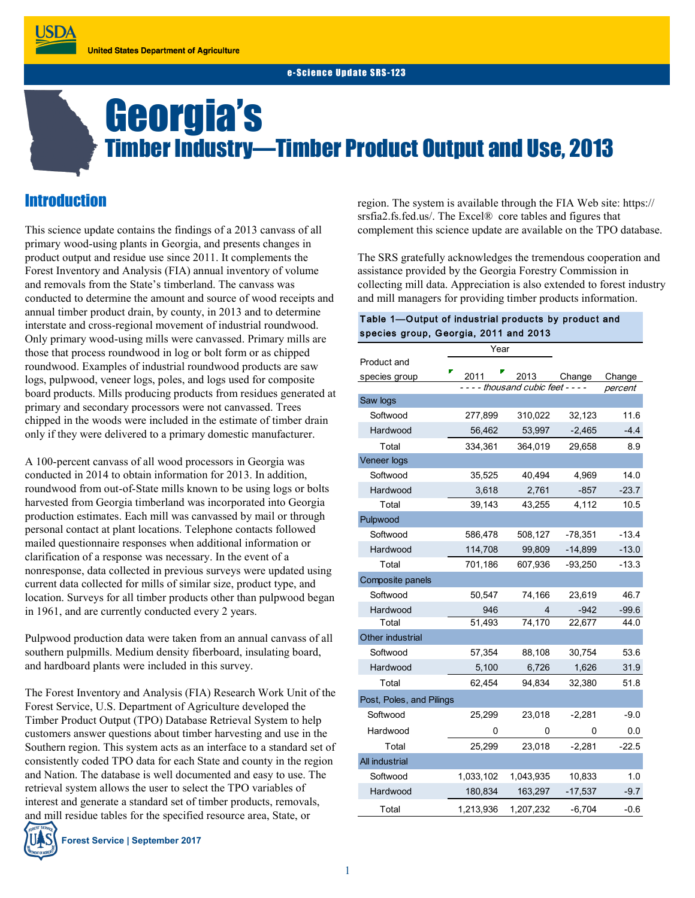United States Department of Agriculture

e-Science Update SRS-123

# Georgia's
## Timber Industry—Timber Product Output and Use, 2013

## Introduction

This science update contains the findings of a 2013 canvass of all primary wood-using plants in Georgia, and presents changes in product output and residue use since 2011. It complements the Forest Inventory and Analysis (FIA) annual inventory of volume and removals from the State's timberland. The canvass was conducted to determine the amount and source of wood receipts and annual timber product drain, by county, in 2013 and to determine interstate and cross-regional movement of industrial roundwood. Only primary wood-using mills were canvassed. Primary mills are those that process roundwood in log or bolt form or as chipped roundwood. Examples of industrial roundwood products are saw logs, pulpwood, veneer logs, poles, and logs used for composite board products. Mills producing products from residues generated at primary and secondary processors were not canvassed. Trees chipped in the woods were included in the estimate of timber drain only if they were delivered to a primary domestic manufacturer.

A 100-percent canvass of all wood processors in Georgia was conducted in 2014 to obtain information for 2013. In addition, roundwood from out-of-State mills known to be using logs or bolts harvested from Georgia timberland was incorporated into Georgia production estimates. Each mill was canvassed by mail or through personal contact at plant locations. Telephone contacts followed mailed questionnaire responses when additional information or clarification of a response was necessary. In the event of a nonresponse, data collected in previous surveys were updated using current data collected for mills of similar size, product type, and location. Surveys for all timber products other than pulpwood began in 1961, and are currently conducted every 2 years.

Pulpwood production data were taken from an annual canvass of all southern pulpmills. Medium density fiberboard, insulating board, and hardboard plants were included in this survey.

The Forest Inventory and Analysis (FIA) Research Work Unit of the Forest Service, U.S. Department of Agriculture developed the Timber Product Output (TPO) Database Retrieval System to help customers answer questions about timber harvesting and use in the Southern region. This system acts as an interface to a standard set of consistently coded TPO data for each State and county in the region and Nation. The database is well documented and easy to use. The retrieval system allows the user to select the TPO variables of interest and generate a standard set of timber products, removals, and mill residue tables for the specified resource area, State, or region. The system is available through the FIA Web site: https://srsfia2.fs.fed.us/. The Excel® core tables and figures that complement this science update are available on the TPO database.

The SRS gratefully acknowledges the tremendous cooperation and assistance provided by the Georgia Forestry Commission in collecting mill data. Appreciation is also extended to forest industry and mill managers for providing timber products information.

**Table 1—Output of industrial products by product and species group, Georgia, 2011 and 2013**

| Product and species group | Year 2011 | Year 2013 | Change | Change |
|---|---|---|---|---|
| | - - - - thousand cubic feet - - - - | | | percent |
| **Saw logs** | | | | |
| Softwood | 277,899 | 310,022 | 32,123 | 11.6 |
| Hardwood | 56,462 | 53,997 | -2,465 | -4.4 |
| Total | 334,361 | 364,019 | 29,658 | 8.9 |
| **Veneer logs** | | | | |
| Softwood | 35,525 | 40,494 | 4,969 | 14.0 |
| Hardwood | 3,618 | 2,761 | -857 | -23.7 |
| Total | 39,143 | 43,255 | 4,112 | 10.5 |
| **Pulpwood** | | | | |
| Softwood | 586,478 | 508,127 | -78,351 | -13.4 |
| Hardwood | 114,708 | 99,809 | -14,899 | -13.0 |
| Total | 701,186 | 607,936 | -93,250 | -13.3 |
| **Composite panels** | | | | |
| Softwood | 50,547 | 74,166 | 23,619 | 46.7 |
| Hardwood | 946 | 4 | -942 | -99.6 |
| Total | 51,493 | 74,170 | 22,677 | 44.0 |
| **Other industrial** | | | | |
| Softwood | 57,354 | 88,108 | 30,754 | 53.6 |
| Hardwood | 5,100 | 6,726 | 1,626 | 31.9 |
| Total | 62,454 | 94,834 | 32,380 | 51.8 |
| **Post, Poles, and Pilings** | | | | |
| Softwood | 25,299 | 23,018 | -2,281 | -9.0 |
| Hardwood | 0 | 0 | 0 | 0.0 |
| Total | 25,299 | 23,018 | -2,281 | -22.5 |
| **All industrial** | | | | |
| Softwood | 1,033,102 | 1,043,935 | 10,833 | 1.0 |
| Hardwood | 180,834 | 163,297 | -17,537 | -9.7 |
| Total | 1,213,936 | 1,207,232 | -6,704 | -0.6 |

Forest Service | September 2017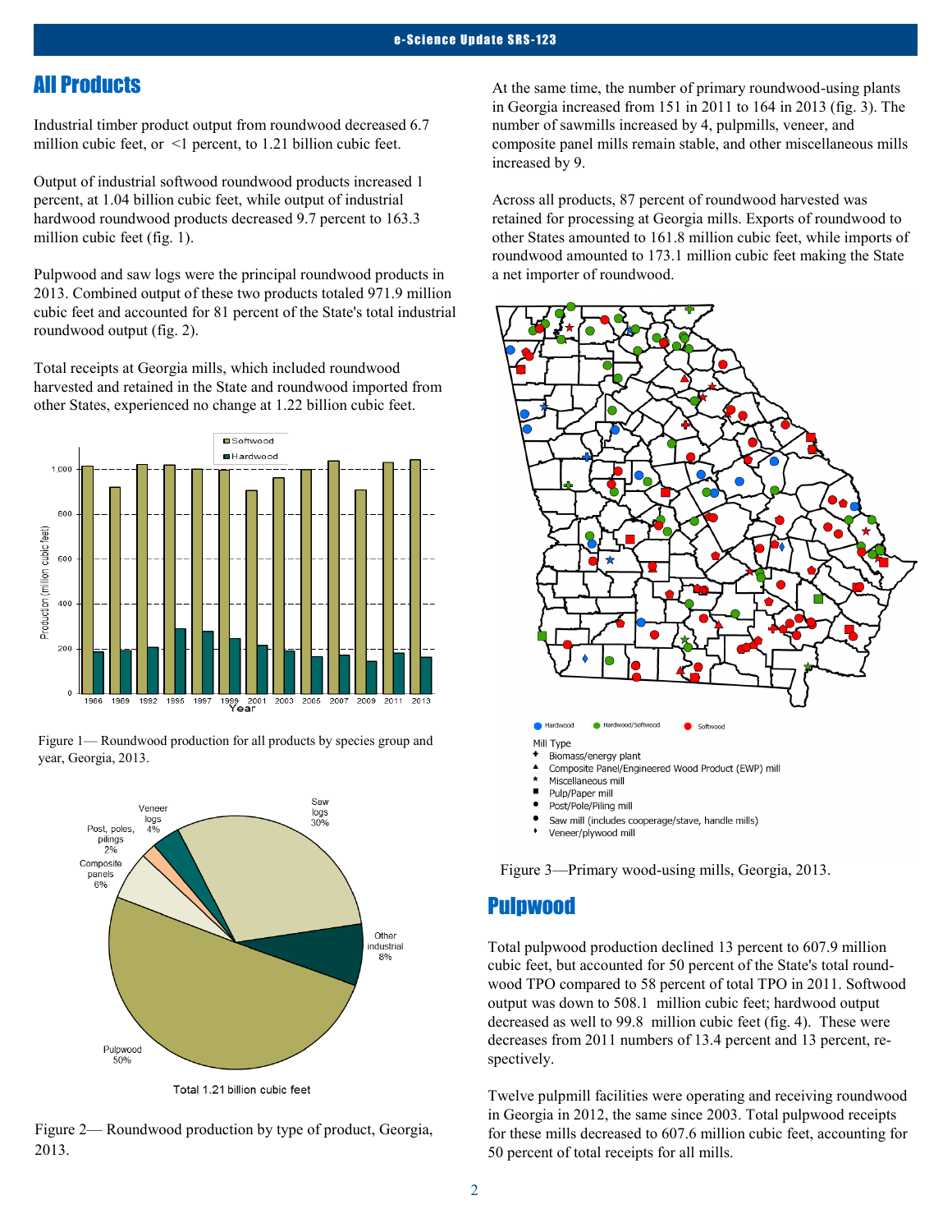## All Products

Industrial timber product output from roundwood decreased 6.7 million cubic feet, or <1 percent, to 1.21 billion cubic feet.

Output of industrial softwood roundwood products increased 1 percent, at 1.04 billion cubic feet, while output of industrial hardwood roundwood products decreased 9.7 percent to 163.3 million cubic feet (fig. 1).

Pulpwood and saw logs were the principal roundwood products in 2013. Combined output of these two products totaled 971.9 million cubic feet and accounted for 81 percent of the State's total industrial roundwood output (fig. 2).

Total receipts at Georgia mills, which included roundwood harvested and retained in the State and roundwood imported from other States, experienced no change at 1.22 billion cubic feet.

Figure 1— Roundwood production for all products by species group and year, Georgia, 2013.

Figure 2— Roundwood production by type of product, Georgia, 2013.

At the same time, the number of primary roundwood-using plants in Georgia increased from 151 in 2011 to 164 in 2013 (fig. 3). The number of sawmills increased by 4, pulpmills, veneer, and composite panel mills remain stable, and other miscellaneous mills increased by 9.

Across all products, 87 percent of roundwood harvested was retained for processing at Georgia mills. Exports of roundwood to other States amounted to 161.8 million cubic feet, while imports of roundwood amounted to 173.1 million cubic feet making the State a net importer of roundwood.

Figure 3—Primary wood-using mills, Georgia, 2013.

## Pulpwood

Total pulpwood production declined 13 percent to 607.9 million cubic feet, but accounted for 50 percent of the State's total roundwood TPO compared to 58 percent of total TPO in 2011. Softwood output was down to 508.1 million cubic feet; hardwood output decreased as well to 99.8 million cubic feet (fig. 4). These were decreases from 2011 numbers of 13.4 percent and 13 percent, respectively.

Twelve pulpmill facilities were operating and receiving roundwood in Georgia in 2012, the same since 2003. Total pulpwood receipts for these mills decreased to 607.6 million cubic feet, accounting for 50 percent of total receipts for all mills.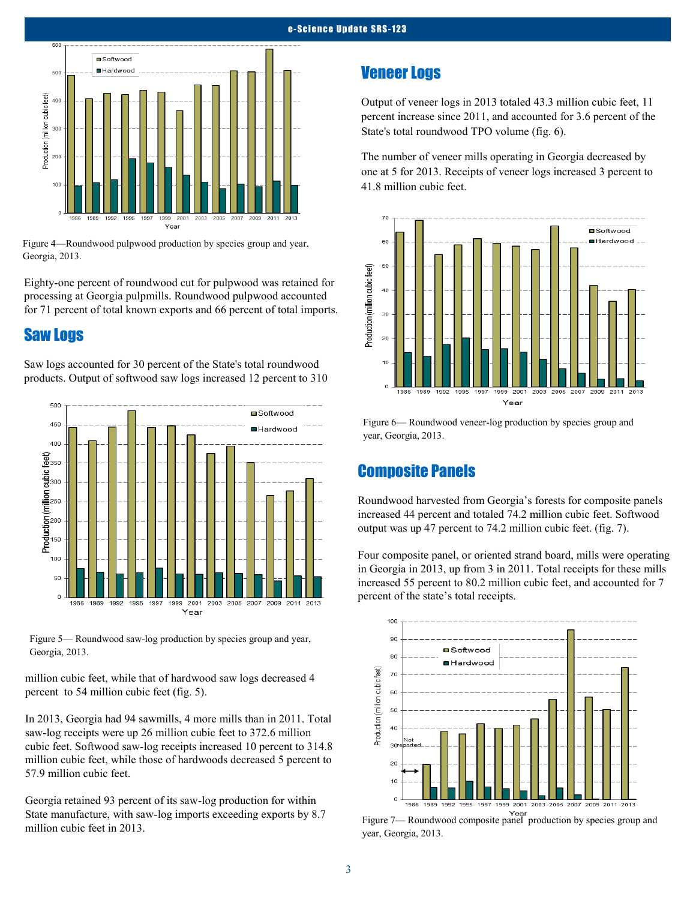Figure 4—Roundwood pulpwood production by species group and year, Georgia, 2013.

Eighty-one percent of roundwood cut for pulpwood was retained for processing at Georgia pulpmills. Roundwood pulpwood accounted for 71 percent of total known exports and 66 percent of total imports.

## Saw Logs

Saw logs accounted for 30 percent of the State's total roundwood products. Output of softwood saw logs increased 12 percent to 310 million cubic feet, while that of hardwood saw logs decreased 4 percent to 54 million cubic feet (fig. 5).

Figure 5— Roundwood saw-log production by species group and year, Georgia, 2013.

In 2013, Georgia had 94 sawmills, 4 more mills than in 2011. Total saw-log receipts were up 26 million cubic feet to 372.6 million cubic feet. Softwood saw-log receipts increased 10 percent to 314.8 million cubic feet, while those of hardwoods decreased 5 percent to 57.9 million cubic feet.

Georgia retained 93 percent of its saw-log production for within State manufacture, with saw-log imports exceeding exports by 8.7 million cubic feet in 2013.

## Veneer Logs

Output of veneer logs in 2013 totaled 43.3 million cubic feet, 11 percent increase since 2011, and accounted for 3.6 percent of the State's total roundwood TPO volume (fig. 6).

The number of veneer mills operating in Georgia decreased by one at 5 for 2013. Receipts of veneer logs increased 3 percent to 41.8 million cubic feet.

Figure 6— Roundwood veneer-log production by species group and year, Georgia, 2013.

## Composite Panels

Roundwood harvested from Georgia's forests for composite panels increased 44 percent and totaled 74.2 million cubic feet. Softwood output was up 47 percent to 74.2 million cubic feet. (fig. 7).

Four composite panel, or oriented strand board, mills were operating in Georgia in 2013, up from 3 in 2011. Total receipts for these mills increased 55 percent to 80.2 million cubic feet, and accounted for 7 percent of the state's total receipts.

Figure 7— Roundwood composite panel production by species group and year, Georgia, 2013.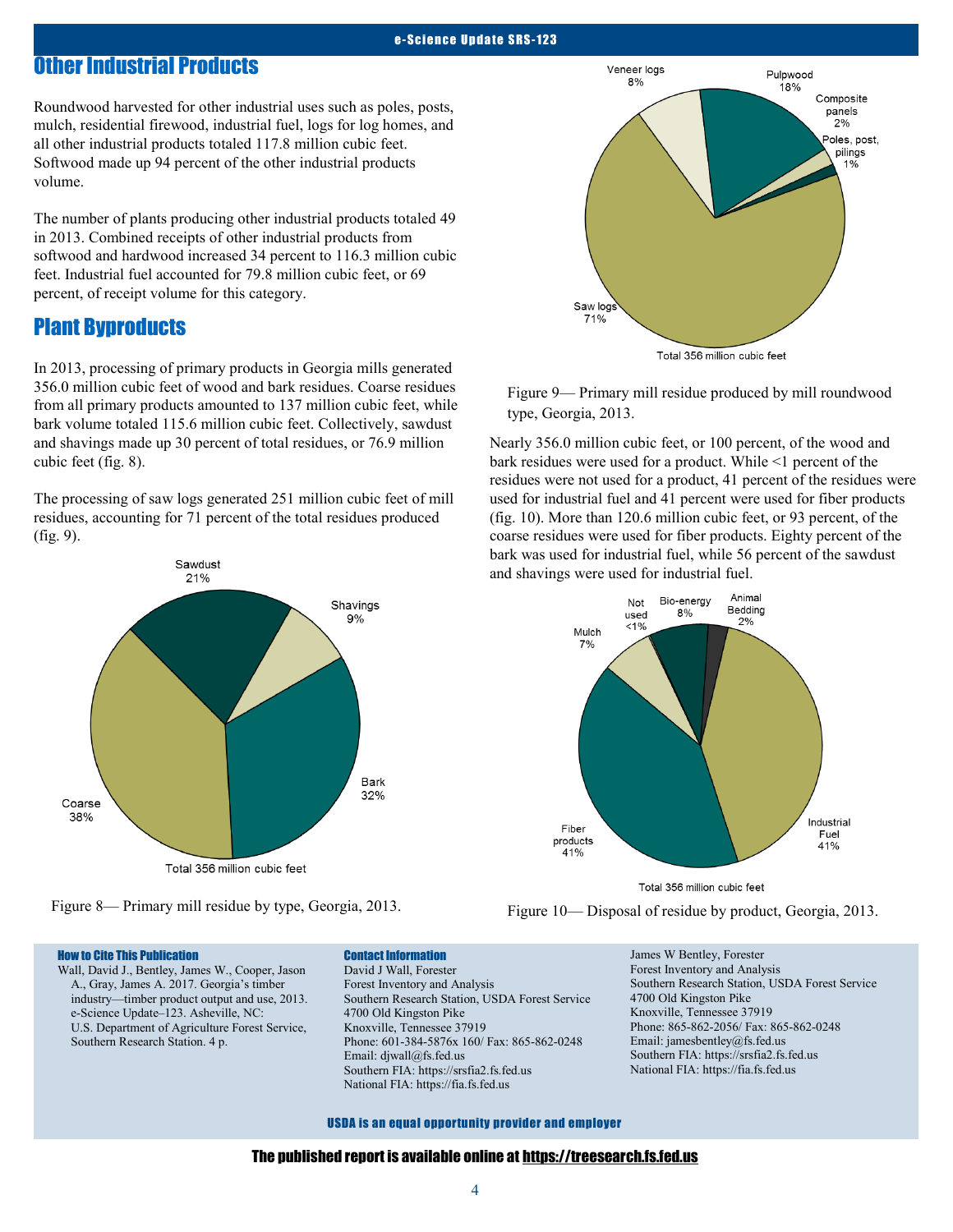## Other Industrial Products

Roundwood harvested for other industrial uses such as poles, posts, mulch, residential firewood, industrial fuel, logs for log homes, and all other industrial products totaled 117.8 million cubic feet. Softwood made up 94 percent of the other industrial products volume.

The number of plants producing other industrial products totaled 49 in 2013. Combined receipts of other industrial products from softwood and hardwood increased 34 percent to 116.3 million cubic feet. Industrial fuel accounted for 79.8 million cubic feet, or 69 percent, of receipt volume for this category.

## Plant Byproducts

In 2013, processing of primary products in Georgia mills generated 356.0 million cubic feet of wood and bark residues. Coarse residues from all primary products amounted to 137 million cubic feet, while bark volume totaled 115.6 million cubic feet. Collectively, sawdust and shavings made up 30 percent of total residues, or 76.9 million cubic feet (fig. 8).

The processing of saw logs generated 251 million cubic feet of mill residues, accounting for 71 percent of the total residues produced (fig. 9).

Sawdust 21%
Shavings 9%
Bark 32%
Coarse 38%
Total 356 million cubic feet

Figure 8— Primary mill residue by type, Georgia, 2013.

Veneer logs 8%
Pulpwood 18%
Composite panels 2%
Poles, post, pilings 1%
Saw logs 71%
Total 356 million cubic feet

Figure 9— Primary mill residue produced by mill roundwood type, Georgia, 2013.

Nearly 356.0 million cubic feet, or 100 percent, of the wood and bark residues were used for a product. While <1 percent of the residues were not used for a product, 41 percent of the residues were used for industrial fuel and 41 percent were used for fiber products (fig. 10). More than 120.6 million cubic feet, or 93 percent, of the coarse residues were used for fiber products. Eighty percent of the bark was used for industrial fuel, while 56 percent of the sawdust and shavings were used for industrial fuel.

Not used <1%
Bio-energy 8%
Animal Bedding 2%
Mulch 7%
Industrial Fuel 41%
Fiber products 41%
Total 356 million cubic feet

Figure 10— Disposal of residue by product, Georgia, 2013.

**How to Cite This Publication**

Wall, David J., Bentley, James W., Cooper, Jason A., Gray, James A. 2017. Georgia's timber industry—timber product output and use, 2013. e-Science Update–123. Asheville, NC: U.S. Department of Agriculture Forest Service, Southern Research Station. 4 p.

**Contact Information**

David J Wall, Forester
Forest Inventory and Analysis
Southern Research Station, USDA Forest Service
4700 Old Kingston Pike
Knoxville, Tennessee 37919
Phone: 601-384-5876x 160/ Fax: 865-862-0248
Email: djwall@fs.fed.us
Southern FIA: https://srsfia2.fs.fed.us
National FIA: https://fia.fs.fed.us

James W Bentley, Forester
Forest Inventory and Analysis
Southern Research Station, USDA Forest Service
4700 Old Kingston Pike
Knoxville, Tennessee 37919
Phone: 865-862-2056/ Fax: 865-862-0248
Email: jamesbentley@fs.fed.us
Southern FIA: https://srsfia2.fs.fed.us
National FIA: https://fia.fs.fed.us

**USDA is an equal opportunity provider and employer**

**The published report is available online at https://treesearch.fs.fed.us**